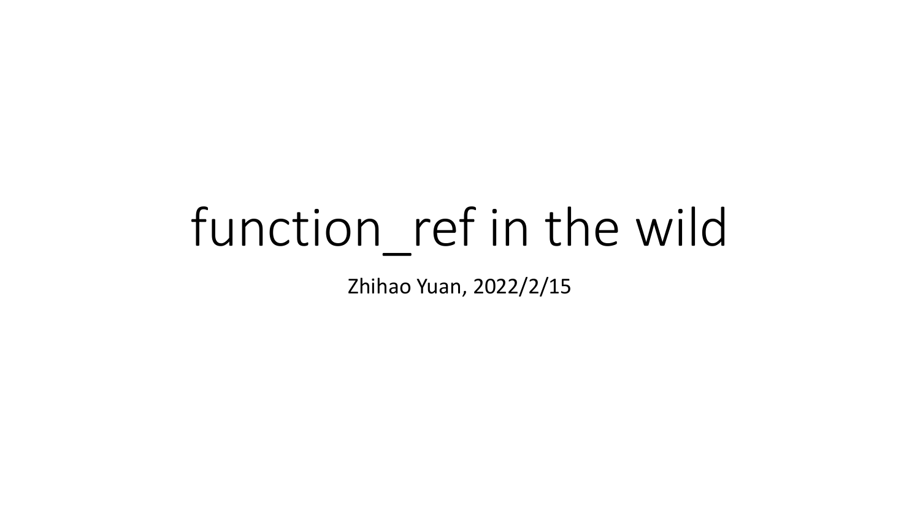# function_ref in the wild

Zhihao Yuan, 2022/2/15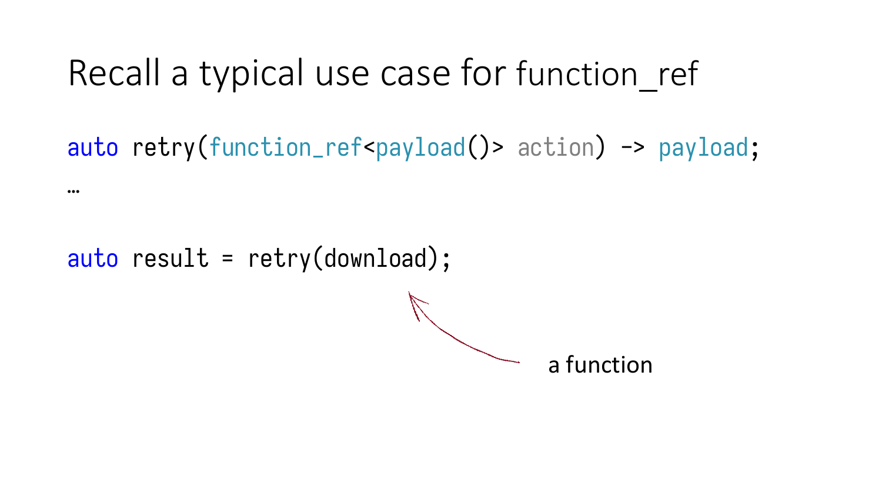# Recall a typical use case for function_ref

```
auto retry(function_ref<payload()> action) -> payload;
…

auto result = retry(download);
```

a function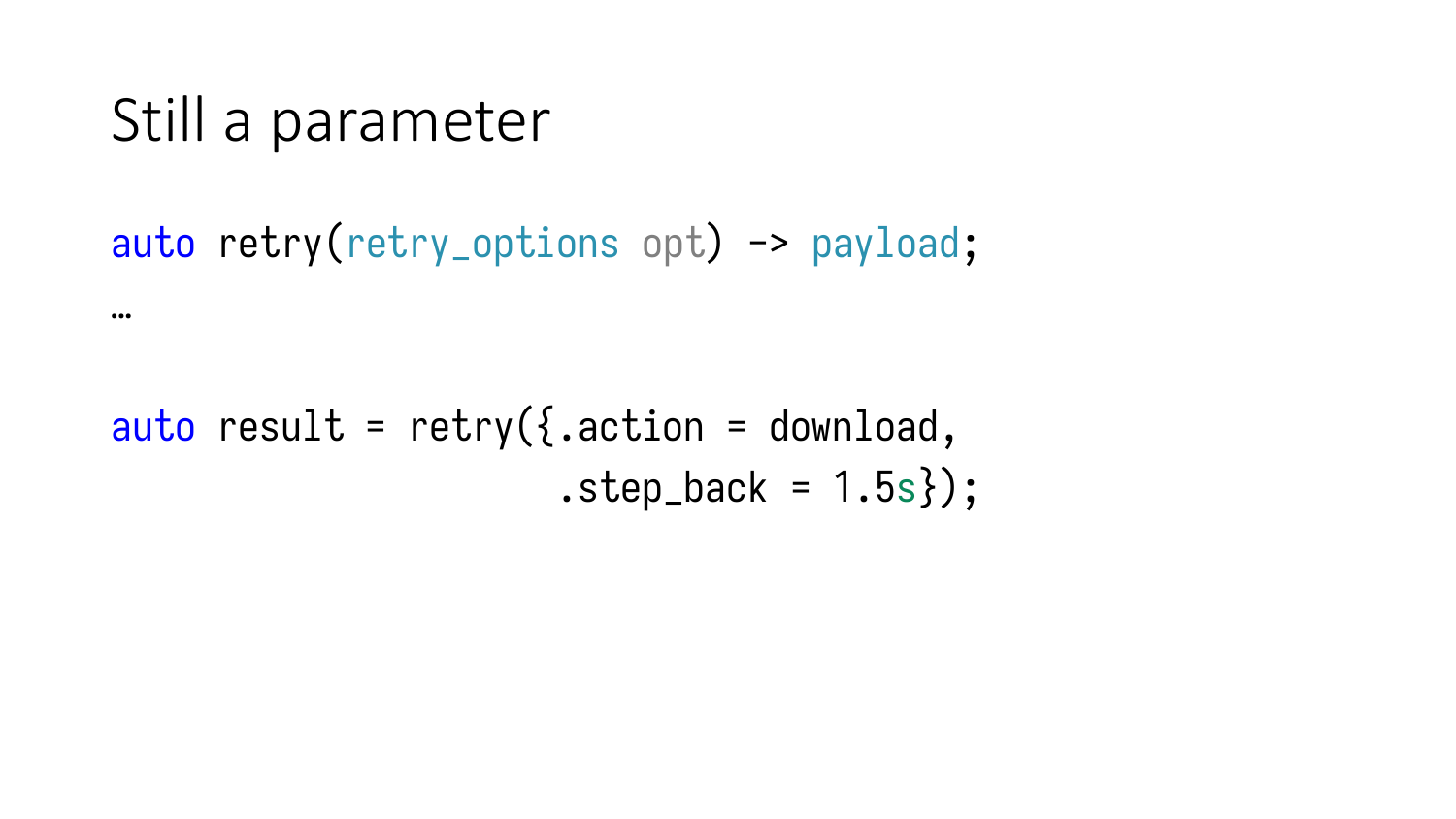# Still a parameter

```
auto retry(retry_options opt) -> payload;
…

auto result = retry({.action = download,
                     .step_back = 1.5s});
```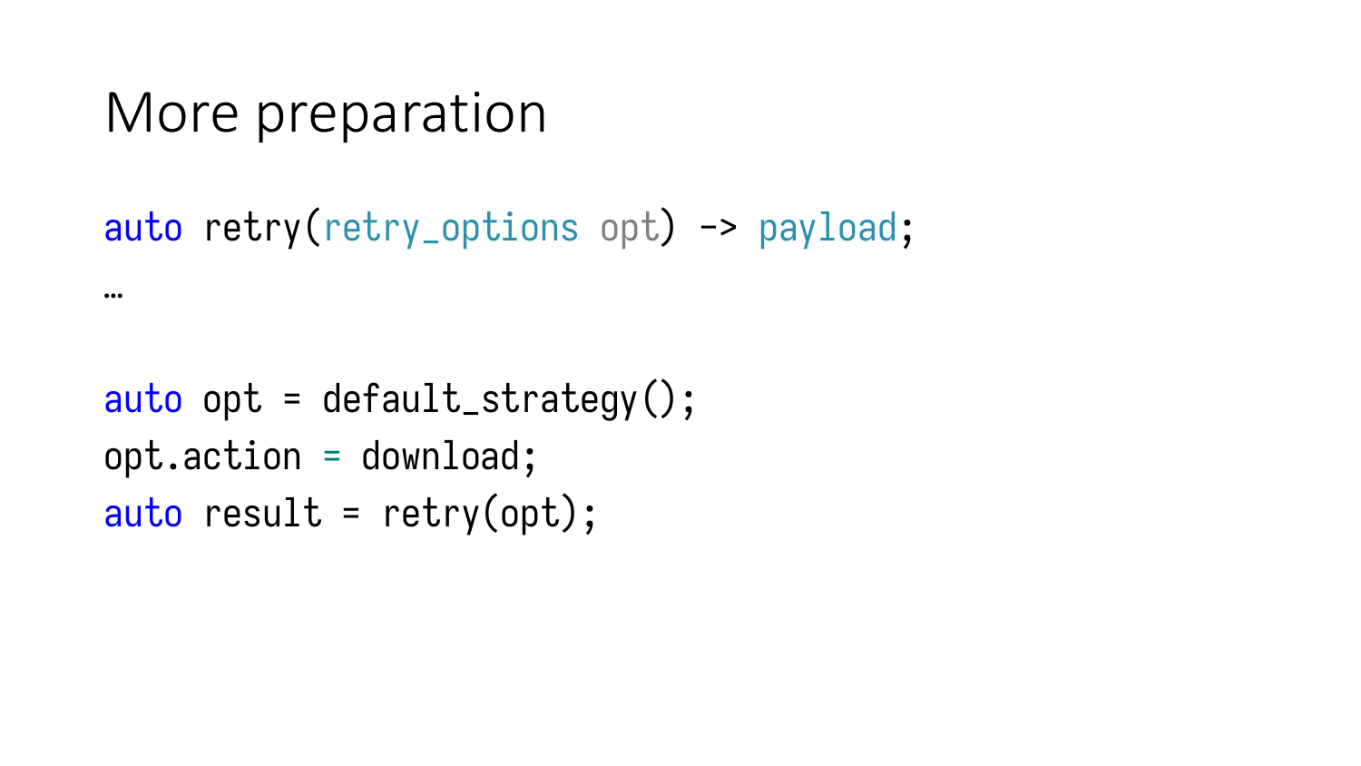# More preparation

```
auto retry(retry_options opt) -> payload;
…

auto opt = default_strategy();
opt.action = download;
auto result = retry(opt);
```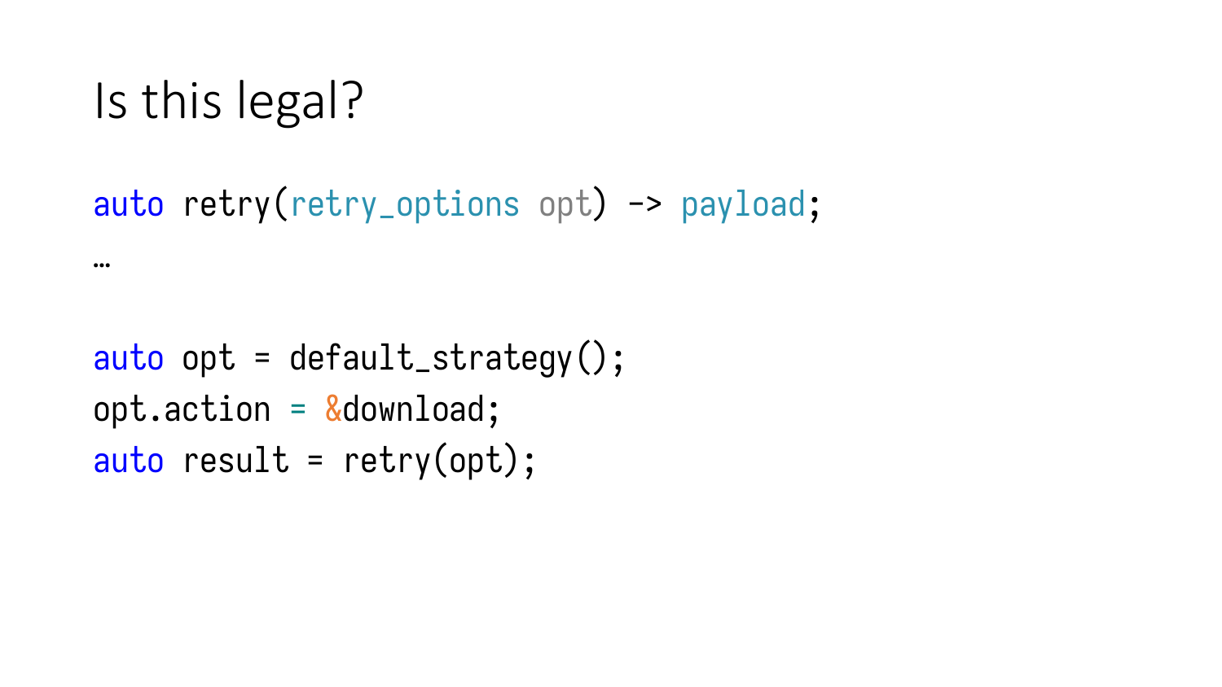# Is this legal?

```
auto retry(retry_options opt) -> payload;
…

auto opt = default_strategy();
opt.action = &download;
auto result = retry(opt);
```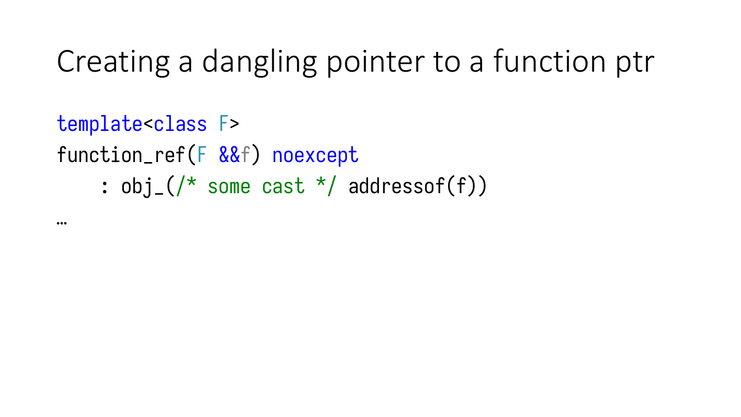# Creating a dangling pointer to a function ptr

```
template<class F>
function_ref(F &&f) noexcept
    : obj_(/* some cast */ addressof(f))
…
```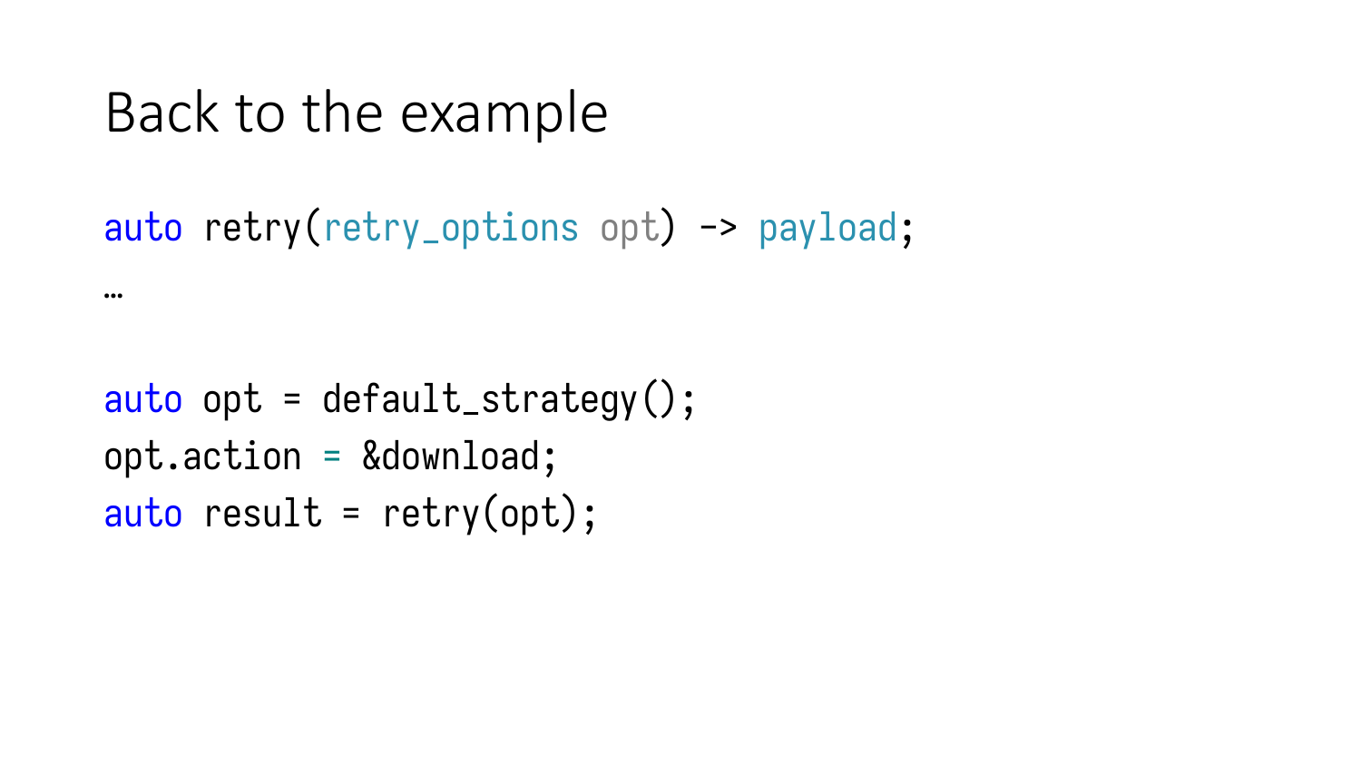# Back to the example

```
auto retry(retry_options opt) -> payload;
…

auto opt = default_strategy();
opt.action = &download;
auto result = retry(opt);
```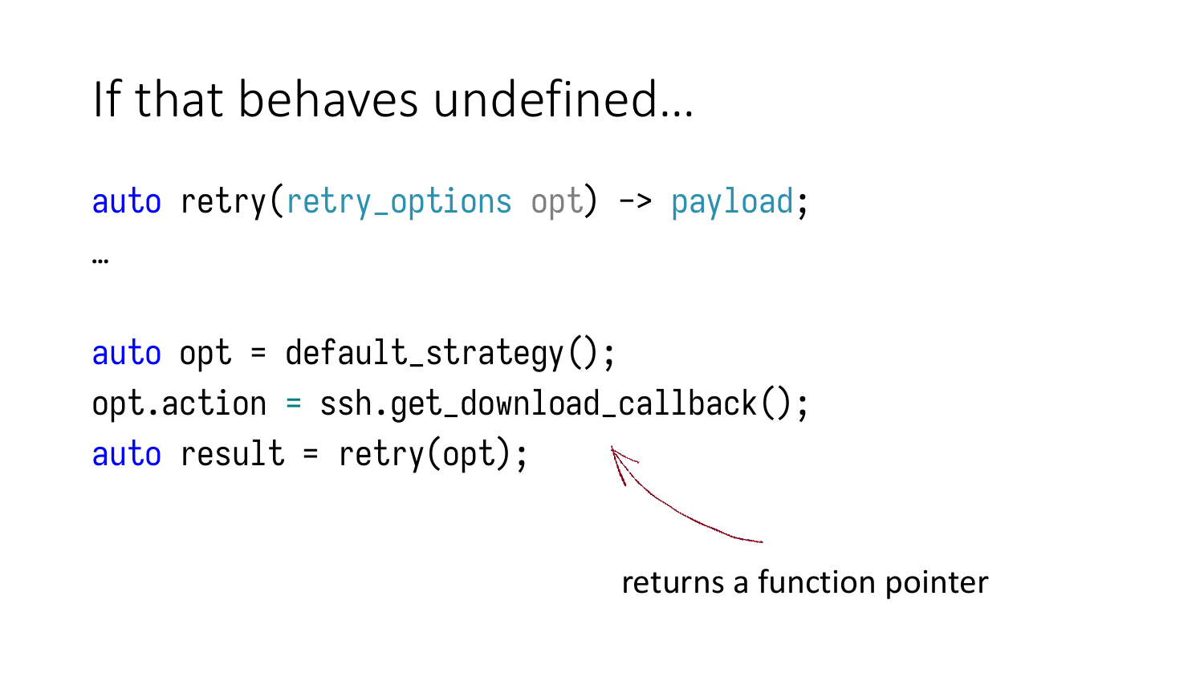# If that behaves undefined…

```
auto retry(retry_options opt) -> payload;
…

auto opt = default_strategy();
opt.action = ssh.get_download_callback();
auto result = retry(opt);
```

returns a function pointer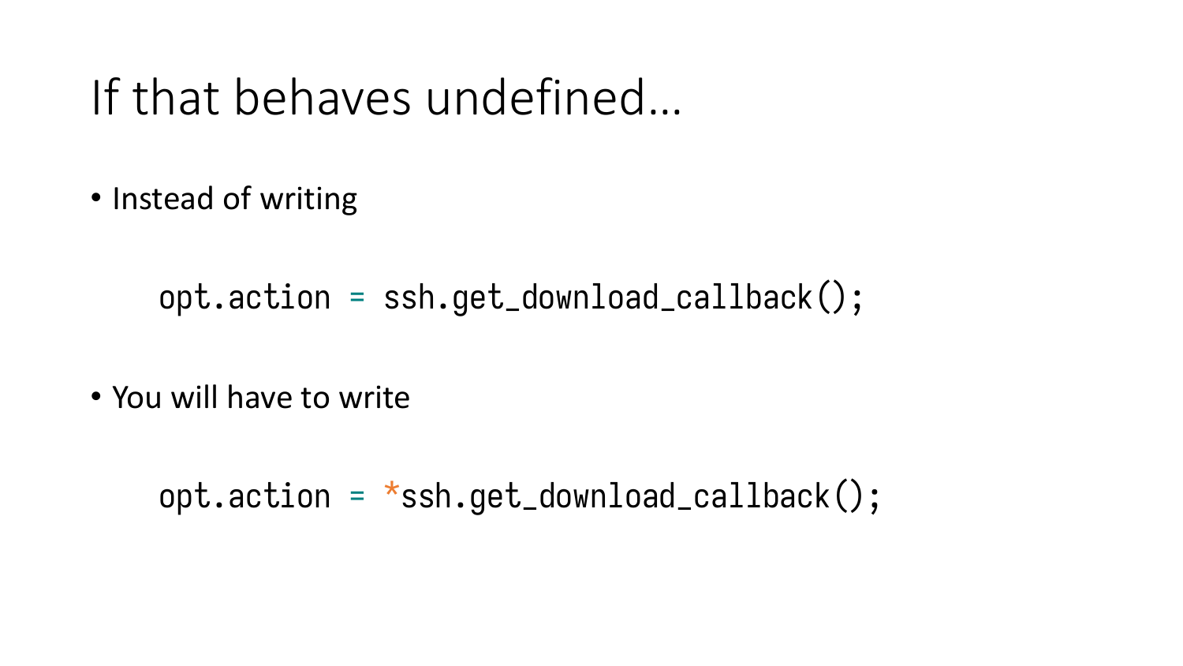# If that behaves undefined…

- Instead of writing

```
opt.action = ssh.get_download_callback();
```

- You will have to write

```
opt.action = *ssh.get_download_callback();
```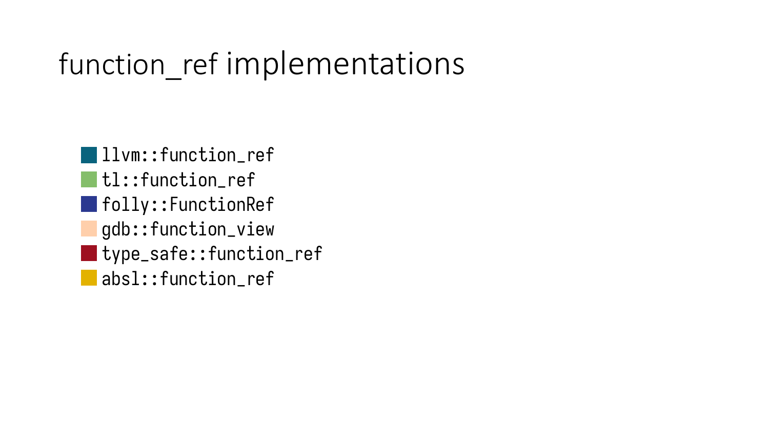# function_ref implementations

- `llvm::function_ref`
- `tl::function_ref`
- `folly::FunctionRef`
- `gdb::function_view`
- `type_safe::function_ref`
- `absl::function_ref`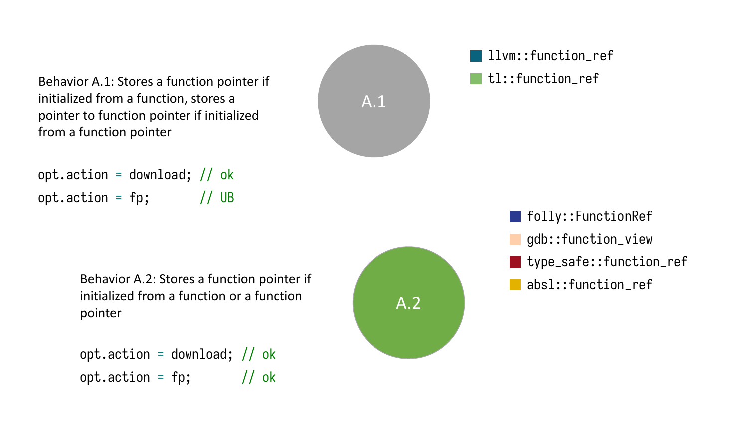Behavior A.1: Stores a function pointer if initialized from a function, stores a pointer to function pointer if initialized from a function pointer

```
opt.action = download; // ok
opt.action = fp;       // UB
```

A.1

- llvm::function_ref
- tl::function_ref

Behavior A.2: Stores a function pointer if initialized from a function or a function pointer

```
opt.action = download; // ok
opt.action = fp;       // ok
```

A.2

- folly::FunctionRef
- gdb::function_view
- type_safe::function_ref
- absl::function_ref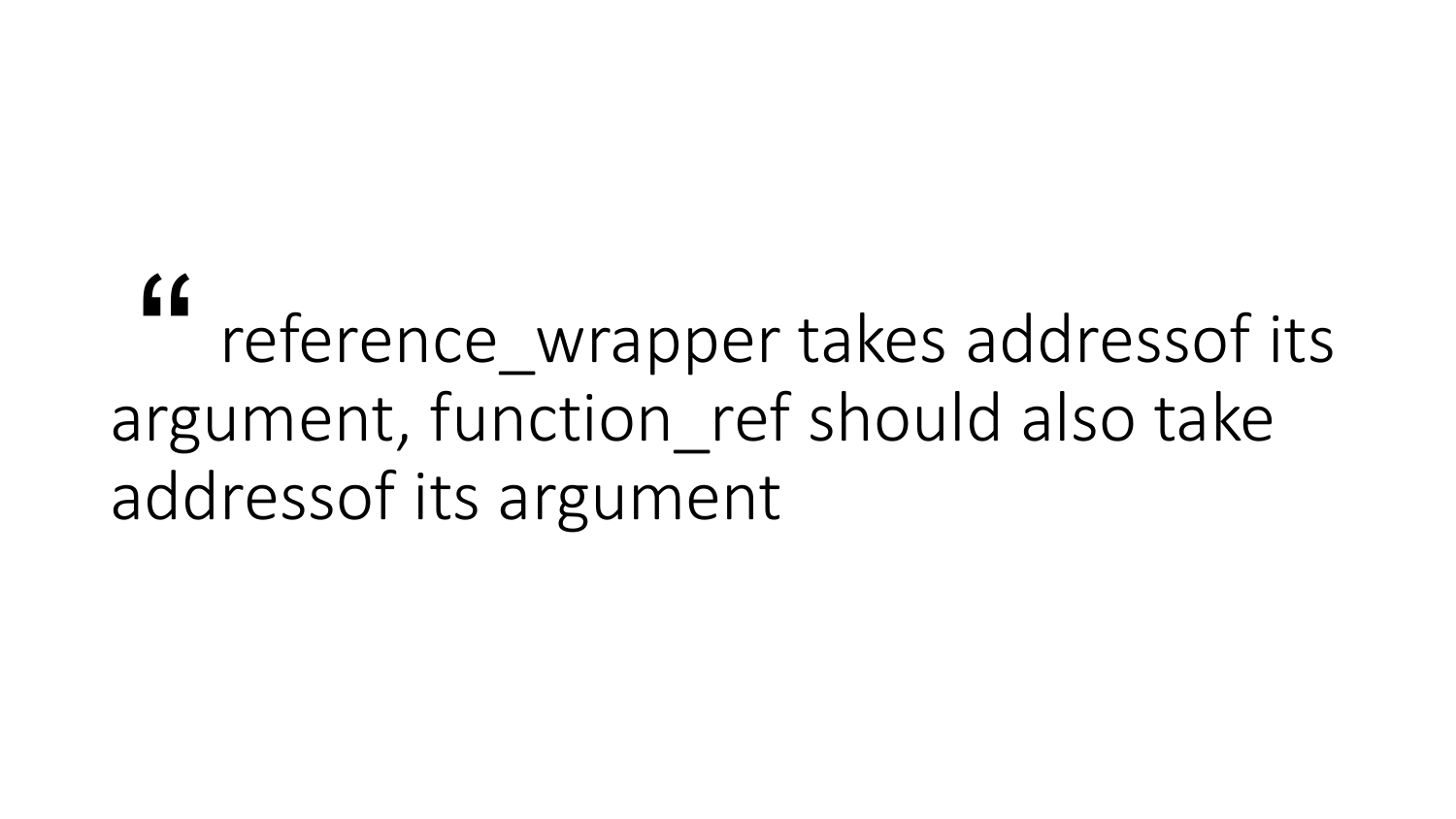> “ reference_wrapper takes addressof its argument, function_ref should also take addressof its argument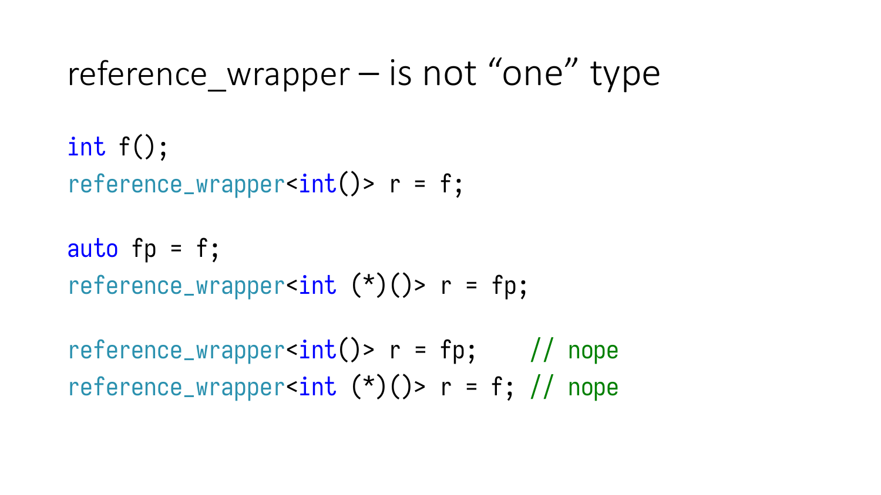# reference_wrapper – is not “one” type

```
int f();
reference_wrapper<int()> r = f;

auto fp = f;
reference_wrapper<int (*)()> r = fp;

reference_wrapper<int()> r = fp;    // nope
reference_wrapper<int (*)()> r = f; // nope
```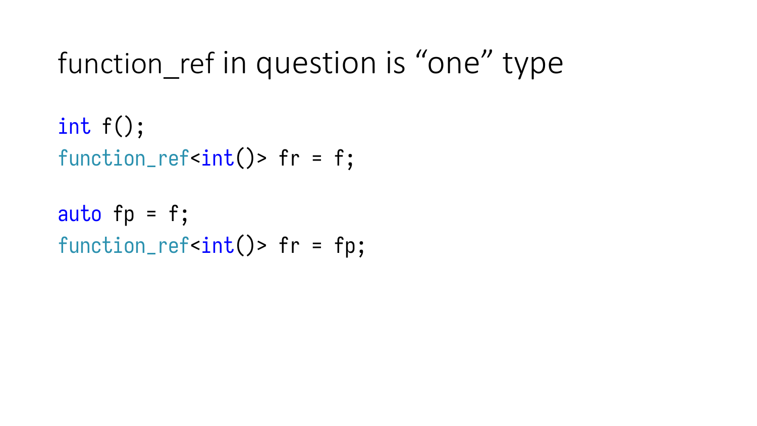# function_ref in question is “one” type

```
int f();
function_ref<int()> fr = f;

auto fp = f;
function_ref<int()> fr = fp;
```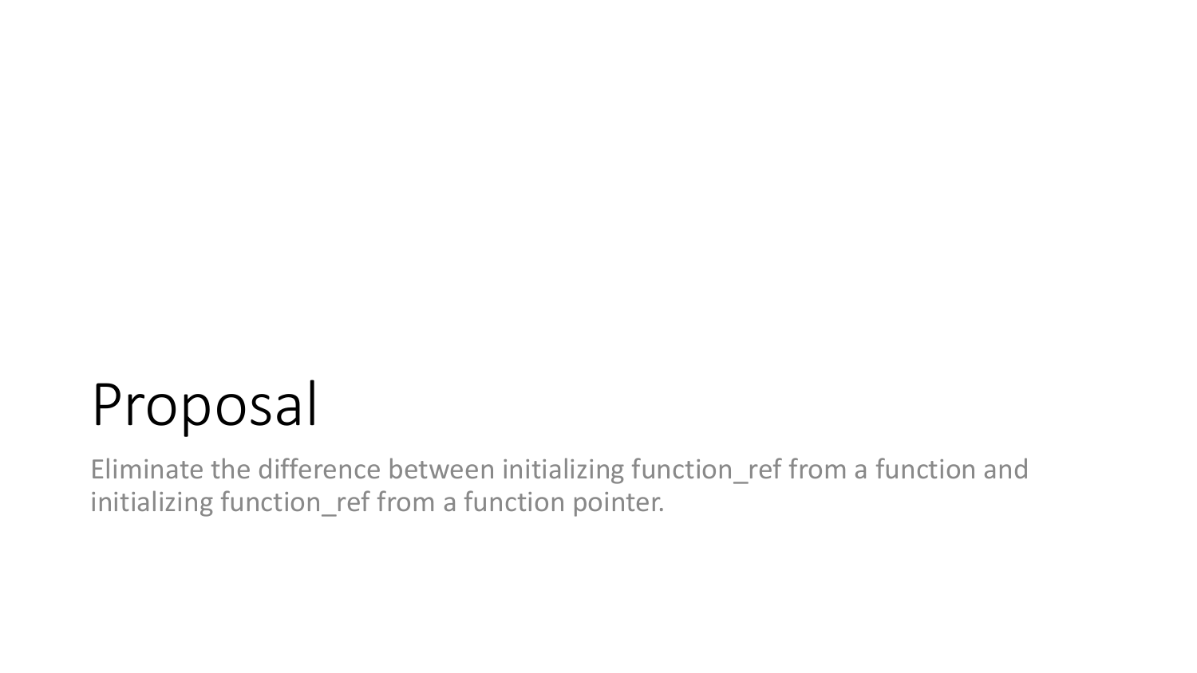# Proposal

Eliminate the difference between initializing function_ref from a function and initializing function_ref from a function pointer.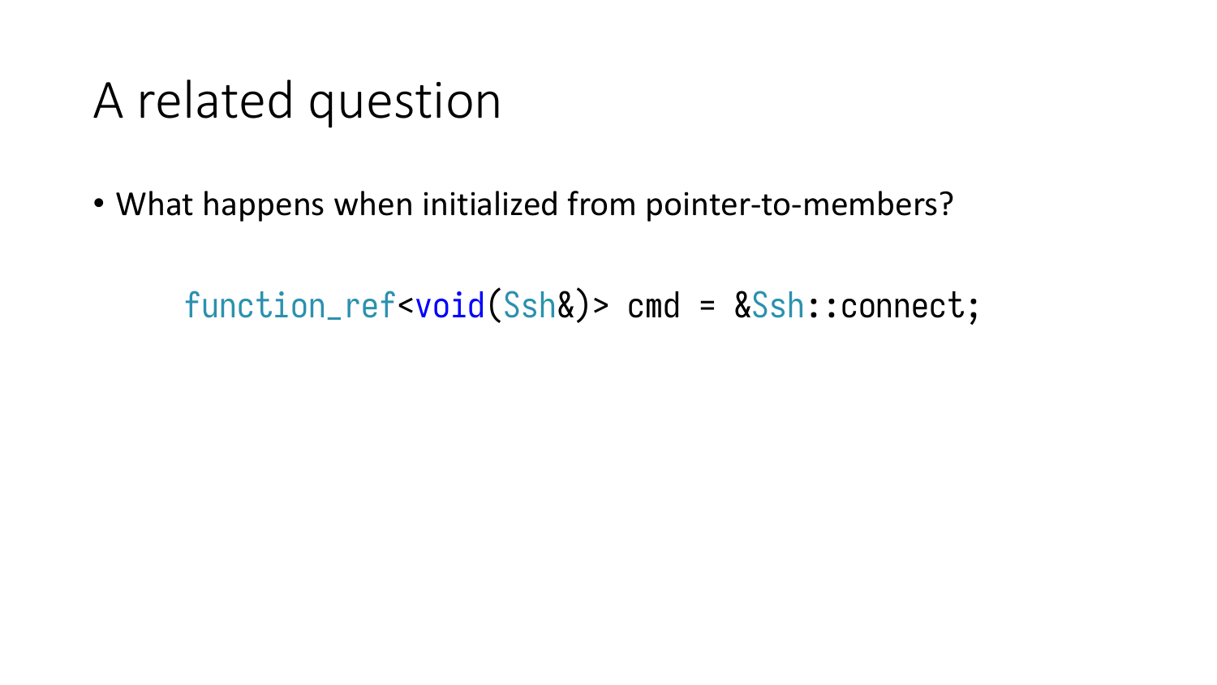# A related question

- What happens when initialized from pointer-to-members?

```
function_ref<void(Ssh&)> cmd = &Ssh::connect;
```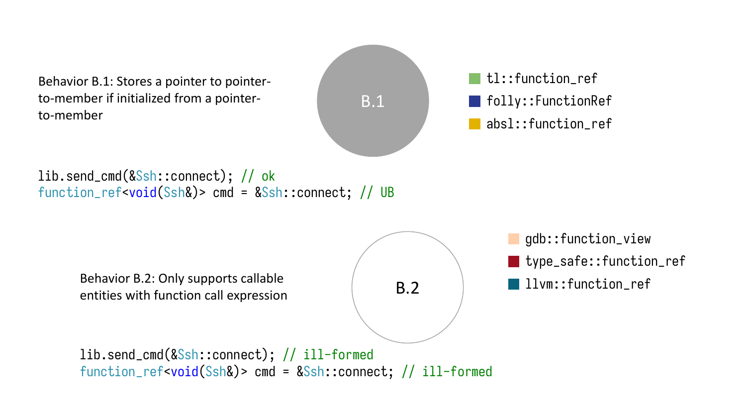Behavior B.1: Stores a pointer to pointer-to-member if initialized from a pointer-to-member

B.1

- tl::function_ref
- folly::FunctionRef
- absl::function_ref

```
lib.send_cmd(&Ssh::connect); // ok
function_ref<void(Ssh&)> cmd = &Ssh::connect; // UB
```

Behavior B.2: Only supports callable entities with function call expression

B.2

- gdb::function_view
- type_safe::function_ref
- llvm::function_ref

```
lib.send_cmd(&Ssh::connect); // ill-formed
function_ref<void(Ssh&)> cmd = &Ssh::connect; // ill-formed
```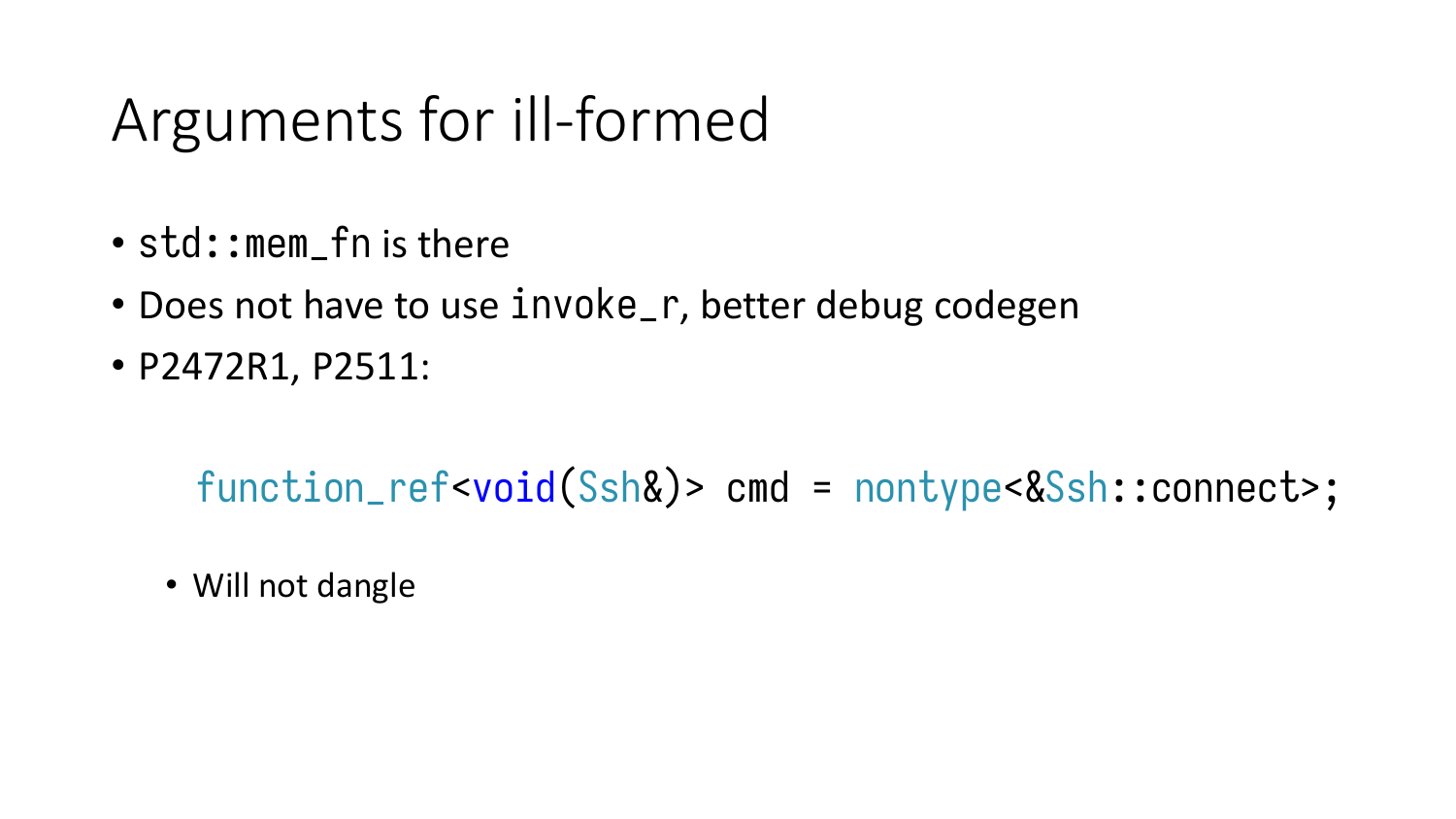# Arguments for ill-formed

- `std::mem_fn` is there
- Does not have to use `invoke_r`, better debug codegen
- P2472R1, P2511:

```
function_ref<void(Ssh&)> cmd = nontype<&Ssh::connect>;
```

  - Will not dangle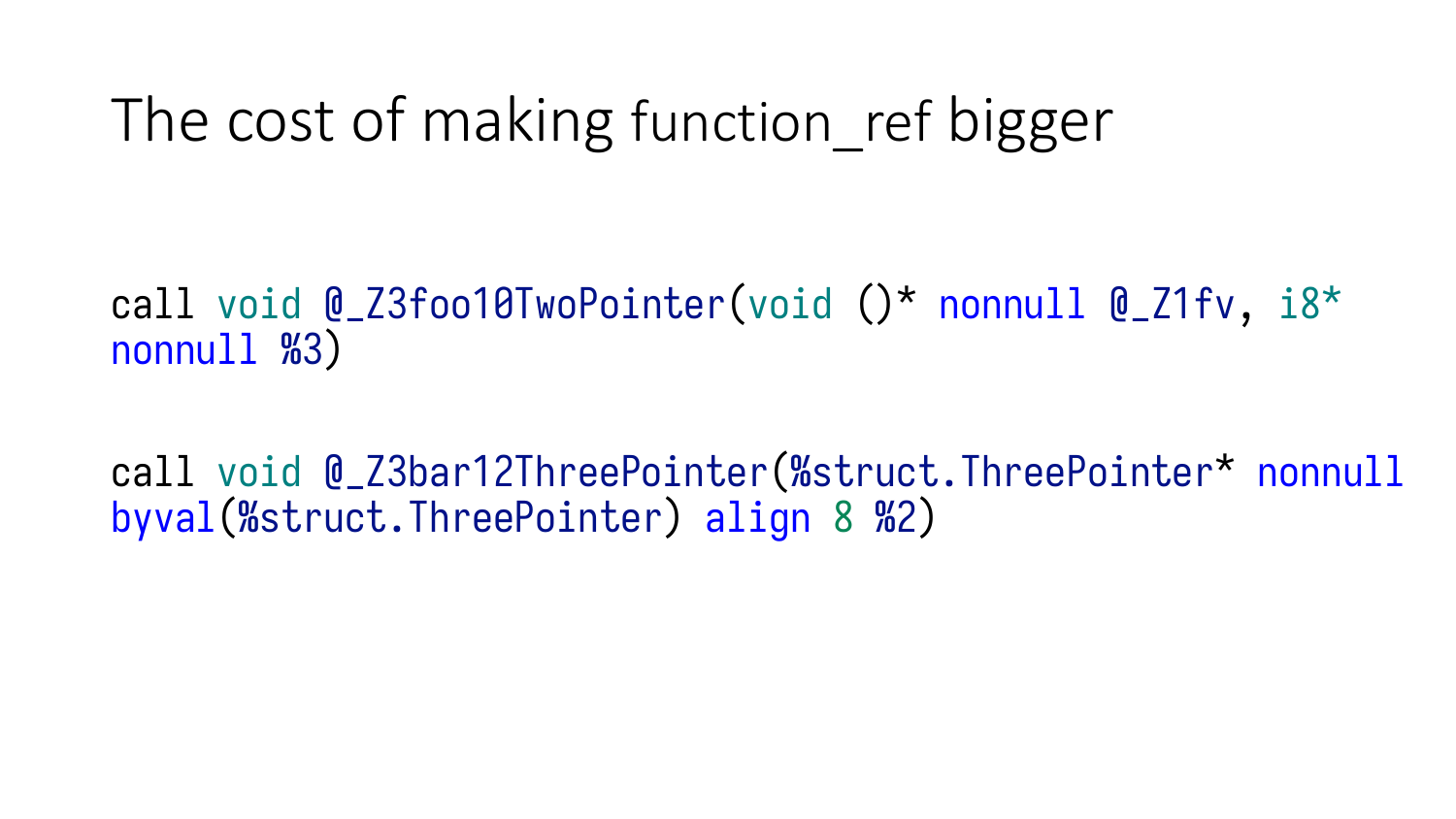# The cost of making function_ref bigger

```
call void @_Z3foo10TwoPointer(void ()* nonnull @_Z1fv, i8*
nonnull %3)

call void @_Z3bar12ThreePointer(%struct.ThreePointer* nonnull
byval(%struct.ThreePointer) align 8 %2)
```